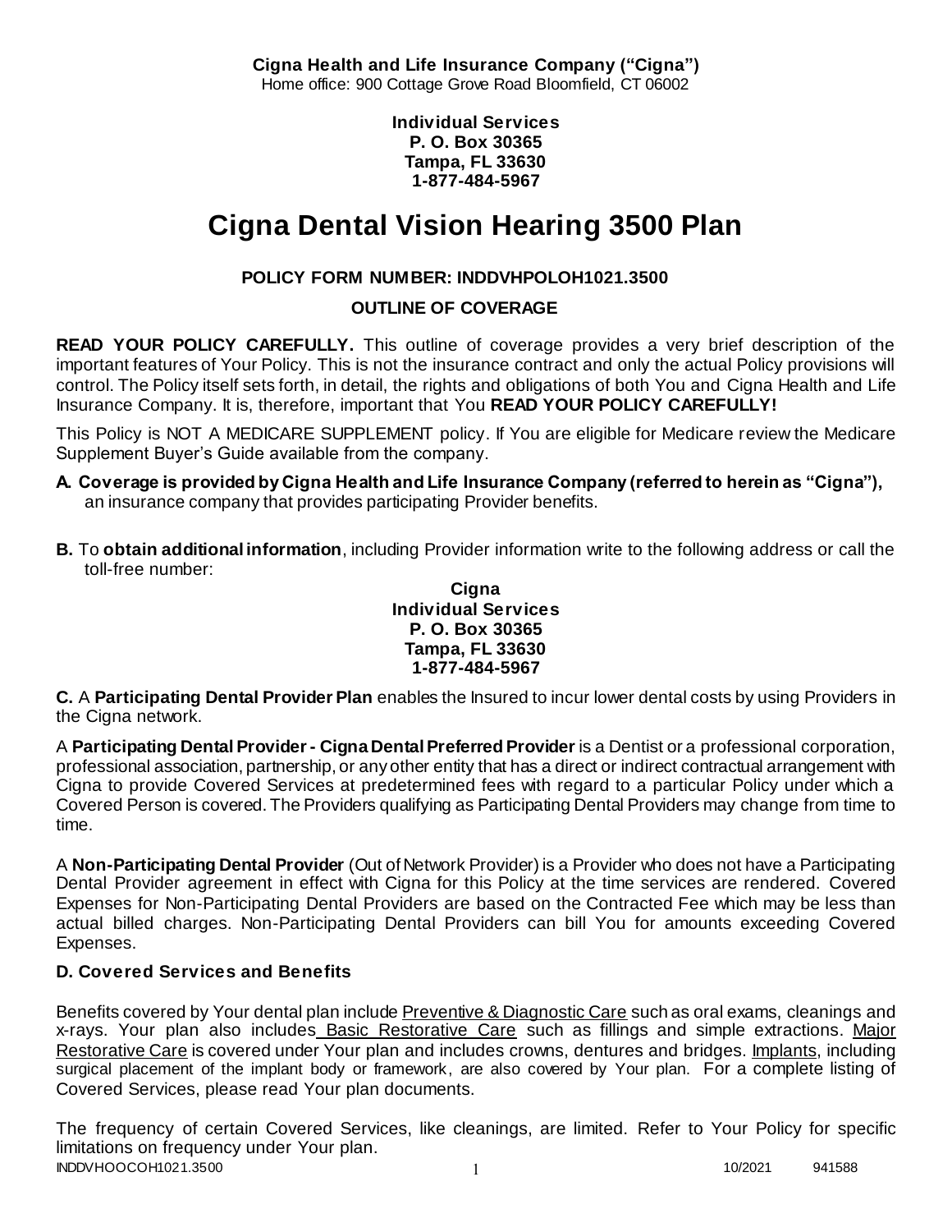**Cigna Health and Life Insurance Company ("Cigna")**
Home office: 900 Cottage Grove Road Bloomfield, CT 06002

**Individual Services**
**P. O. Box 30365**
**Tampa, FL 33630**
**1-877-484-5967**

# Cigna Dental Vision Hearing 3500 Plan

**POLICY FORM NUMBER: INDDVHPOLOH1021.3500**

**OUTLINE OF COVERAGE**

**READ YOUR POLICY CAREFULLY.** This outline of coverage provides a very brief description of the important features of Your Policy. This is not the insurance contract and only the actual Policy provisions will control. The Policy itself sets forth, in detail, the rights and obligations of both You and Cigna Health and Life Insurance Company. It is, therefore, important that You **READ YOUR POLICY CAREFULLY!**

This Policy is NOT A MEDICARE SUPPLEMENT policy. If You are eligible for Medicare review the Medicare Supplement Buyer's Guide available from the company.

**A. Coverage is provided by Cigna Health and Life Insurance Company (referred to herein as "Cigna"),** an insurance company that provides participating Provider benefits.

**B.** To **obtain additional information**, including Provider information write to the following address or call the toll-free number:

**Cigna**
**Individual Services**
**P. O. Box 30365**
**Tampa, FL 33630**
**1-877-484-5967**

**C.** A **Participating Dental Provider Plan** enables the Insured to incur lower dental costs by using Providers in the Cigna network.

A **Participating Dental Provider - Cigna Dental Preferred Provider** is a Dentist or a professional corporation, professional association, partnership, or any other entity that has a direct or indirect contractual arrangement with Cigna to provide Covered Services at predetermined fees with regard to a particular Policy under which a Covered Person is covered. The Providers qualifying as Participating Dental Providers may change from time to time.

A **Non-Participating Dental Provider** (Out of Network Provider) is a Provider who does not have a Participating Dental Provider agreement in effect with Cigna for this Policy at the time services are rendered. Covered Expenses for Non-Participating Dental Providers are based on the Contracted Fee which may be less than actual billed charges. Non-Participating Dental Providers can bill You for amounts exceeding Covered Expenses.

**D. Covered Services and Benefits**

Benefits covered by Your dental plan include Preventive & Diagnostic Care such as oral exams, cleanings and x-rays. Your plan also includes Basic Restorative Care such as fillings and simple extractions. Major Restorative Care is covered under Your plan and includes crowns, dentures and bridges. Implants, including surgical placement of the implant body or framework, are also covered by Your plan. For a complete listing of Covered Services, please read Your plan documents.

The frequency of certain Covered Services, like cleanings, are limited. Refer to Your Policy for specific limitations on frequency under Your plan.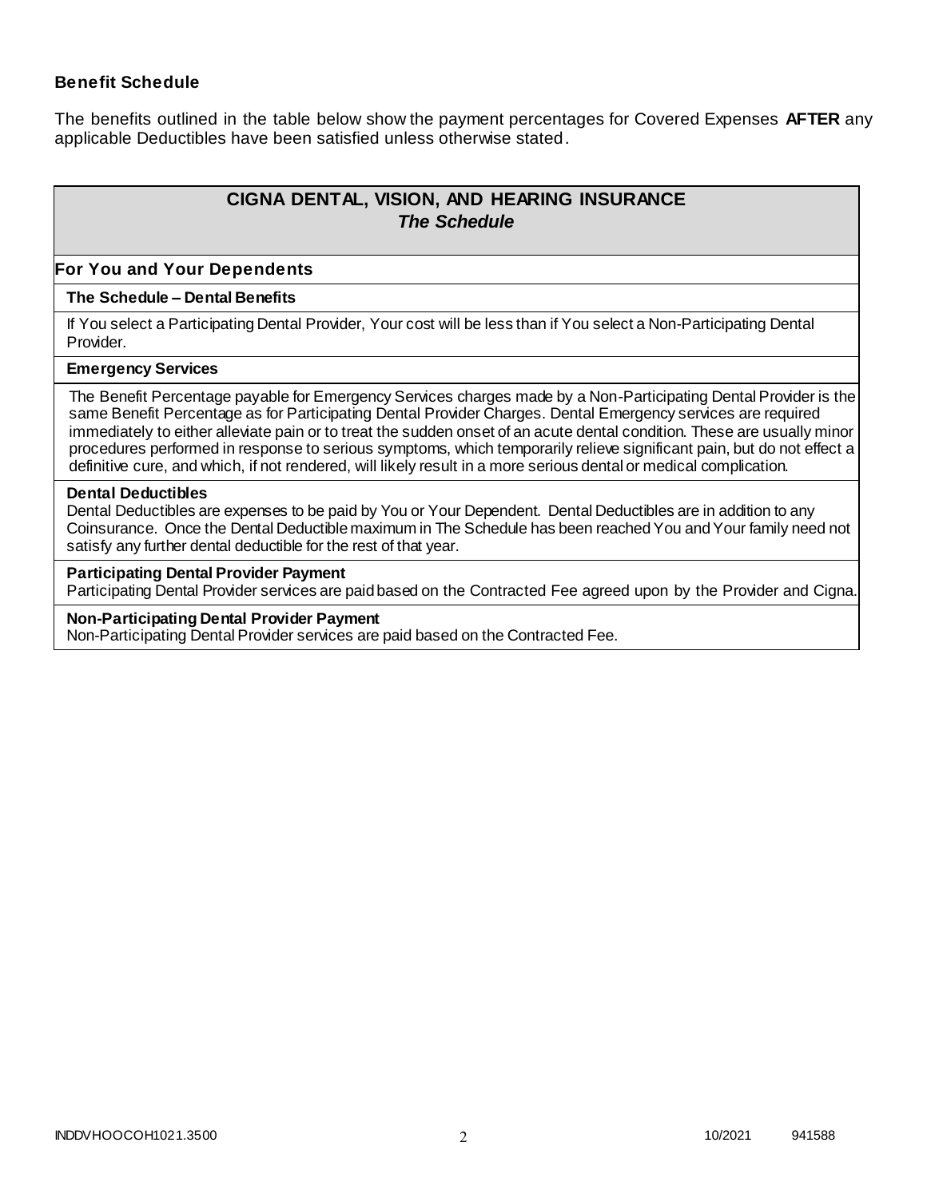### Benefit Schedule

The benefits outlined in the table below show the payment percentages for Covered Expenses **AFTER** any applicable Deductibles have been satisfied unless otherwise stated.

## CIGNA DENTAL, VISION, AND HEARING INSURANCE
### *The Schedule*

**For You and Your Dependents**

**The Schedule – Dental Benefits**

If You select a Participating Dental Provider, Your cost will be less than if You select a Non-Participating Dental Provider.

**Emergency Services**

The Benefit Percentage payable for Emergency Services charges made by a Non-Participating Dental Provider is the same Benefit Percentage as for Participating Dental Provider Charges. Dental Emergency services are required immediately to either alleviate pain or to treat the sudden onset of an acute dental condition. These are usually minor procedures performed in response to serious symptoms, which temporarily relieve significant pain, but do not effect a definitive cure, and which, if not rendered, will likely result in a more serious dental or medical complication.

**Dental Deductibles**

Dental Deductibles are expenses to be paid by You or Your Dependent. Dental Deductibles are in addition to any Coinsurance. Once the Dental Deductible maximum in The Schedule has been reached You and Your family need not satisfy any further dental deductible for the rest of that year.

**Participating Dental Provider Payment**

Participating Dental Provider services are paid based on the Contracted Fee agreed upon by the Provider and Cigna.

**Non-Participating Dental Provider Payment**

Non-Participating Dental Provider services are paid based on the Contracted Fee.

INDDVHOOCOH1021.3500 10/2021 941588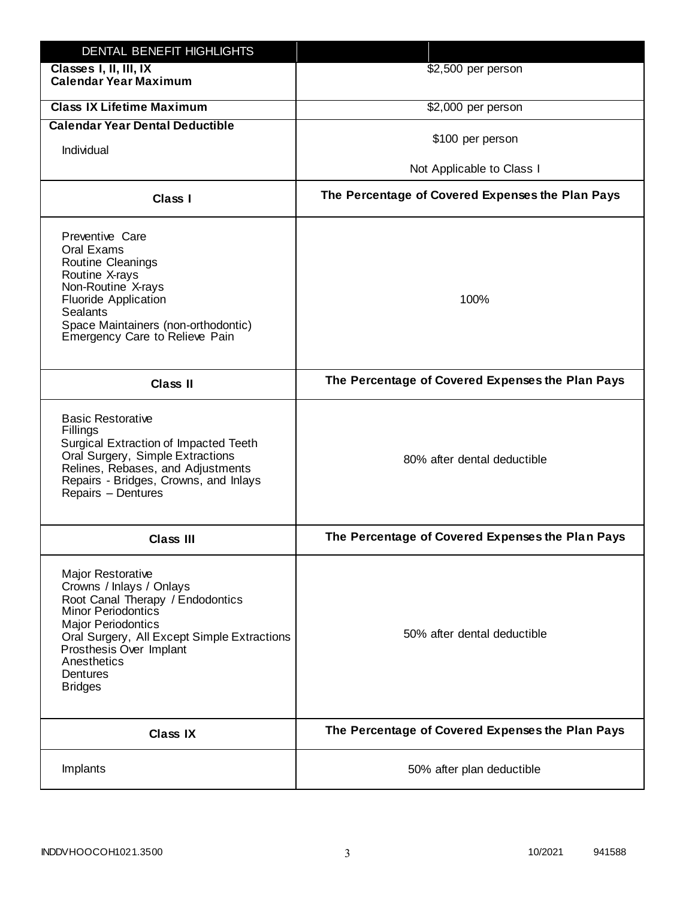| DENTAL BENEFIT HIGHLIGHTS | |
|---|---|
| **Classes I, II, III, IX Calendar Year Maximum** | $2,500 per person |
| **Class IX Lifetime Maximum** | $2,000 per person |
| **Calendar Year Dental Deductible**<br>Individual | $100 per person<br>Not Applicable to Class I |
| **Class I** | **The Percentage of Covered Expenses the Plan Pays** |
| Preventive Care<br>Oral Exams<br>Routine Cleanings<br>Routine X-rays<br>Non-Routine X-rays<br>Fluoride Application<br>Sealants<br>Space Maintainers (non-orthodontic)<br>Emergency Care to Relieve Pain | 100% |
| **Class II** | **The Percentage of Covered Expenses the Plan Pays** |
| Basic Restorative<br>Fillings<br>Surgical Extraction of Impacted Teeth<br>Oral Surgery, Simple Extractions<br>Relines, Rebases, and Adjustments<br>Repairs - Bridges, Crowns, and Inlays<br>Repairs – Dentures | 80% after dental deductible |
| **Class III** | **The Percentage of Covered Expenses the Plan Pays** |
| Major Restorative<br>Crowns / Inlays / Onlays<br>Root Canal Therapy / Endodontics<br>Minor Periodontics<br>Major Periodontics<br>Oral Surgery, All Except Simple Extractions<br>Prosthesis Over Implant<br>Anesthetics<br>Dentures<br>Bridges | 50% after dental deductible |
| **Class IX** | **The Percentage of Covered Expenses the Plan Pays** |
| Implants | 50% after plan deductible |

INDDVHOOCOH1021.3500 10/2021 941588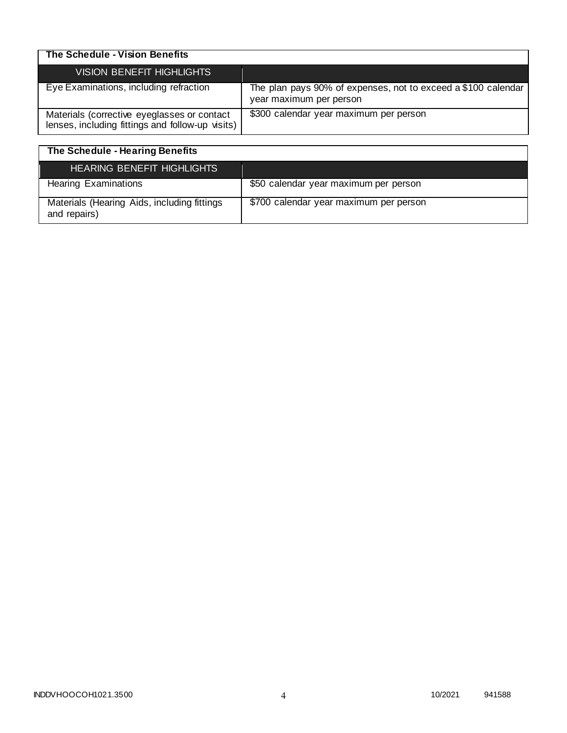| The Schedule - Vision Benefits | |
|---|---|
| VISION BENEFIT HIGHLIGHTS | |
| Eye Examinations, including refraction | The plan pays 90% of expenses, not to exceed a $100 calendar year maximum per person |
| Materials (corrective eyeglasses or contact lenses, including fittings and follow-up visits) | $300 calendar year maximum per person |

| The Schedule - Hearing Benefits | |
|---|---|
| HEARING BENEFIT HIGHLIGHTS | |
| Hearing Examinations | $50 calendar year maximum per person |
| Materials (Hearing Aids, including fittings and repairs) | $700 calendar year maximum per person |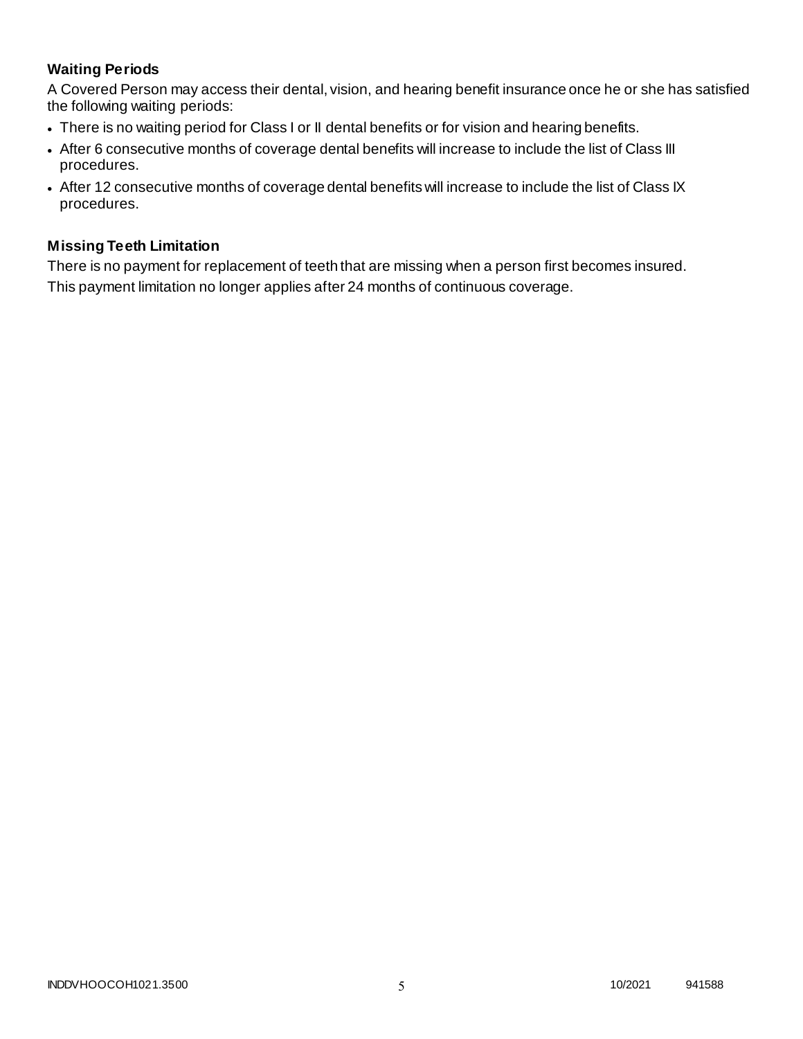**Waiting Periods**

A Covered Person may access their dental, vision, and hearing benefit insurance once he or she has satisfied the following waiting periods:

- There is no waiting period for Class I or II dental benefits or for vision and hearing benefits.
- After 6 consecutive months of coverage dental benefits will increase to include the list of Class III procedures.
- After 12 consecutive months of coverage dental benefits will increase to include the list of Class IX procedures.

**Missing Teeth Limitation**

There is no payment for replacement of teeth that are missing when a person first becomes insured.

This payment limitation no longer applies after 24 months of continuous coverage.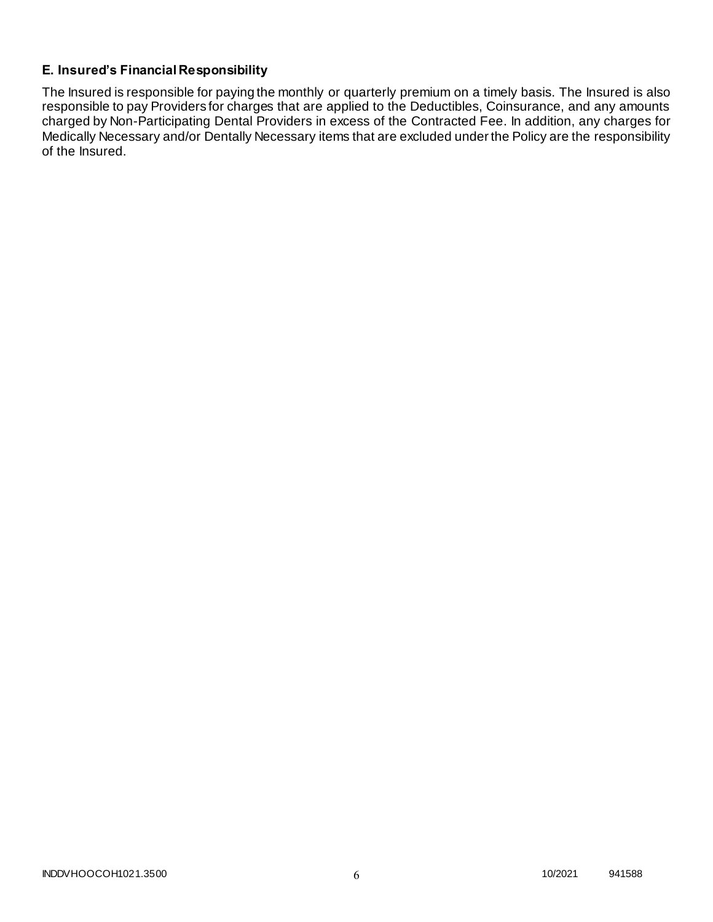### E. Insured's Financial Responsibility

The Insured is responsible for paying the monthly or quarterly premium on a timely basis. The Insured is also responsible to pay Providers for charges that are applied to the Deductibles, Coinsurance, and any amounts charged by Non-Participating Dental Providers in excess of the Contracted Fee. In addition, any charges for Medically Necessary and/or Dentally Necessary items that are excluded under the Policy are the responsibility of the Insured.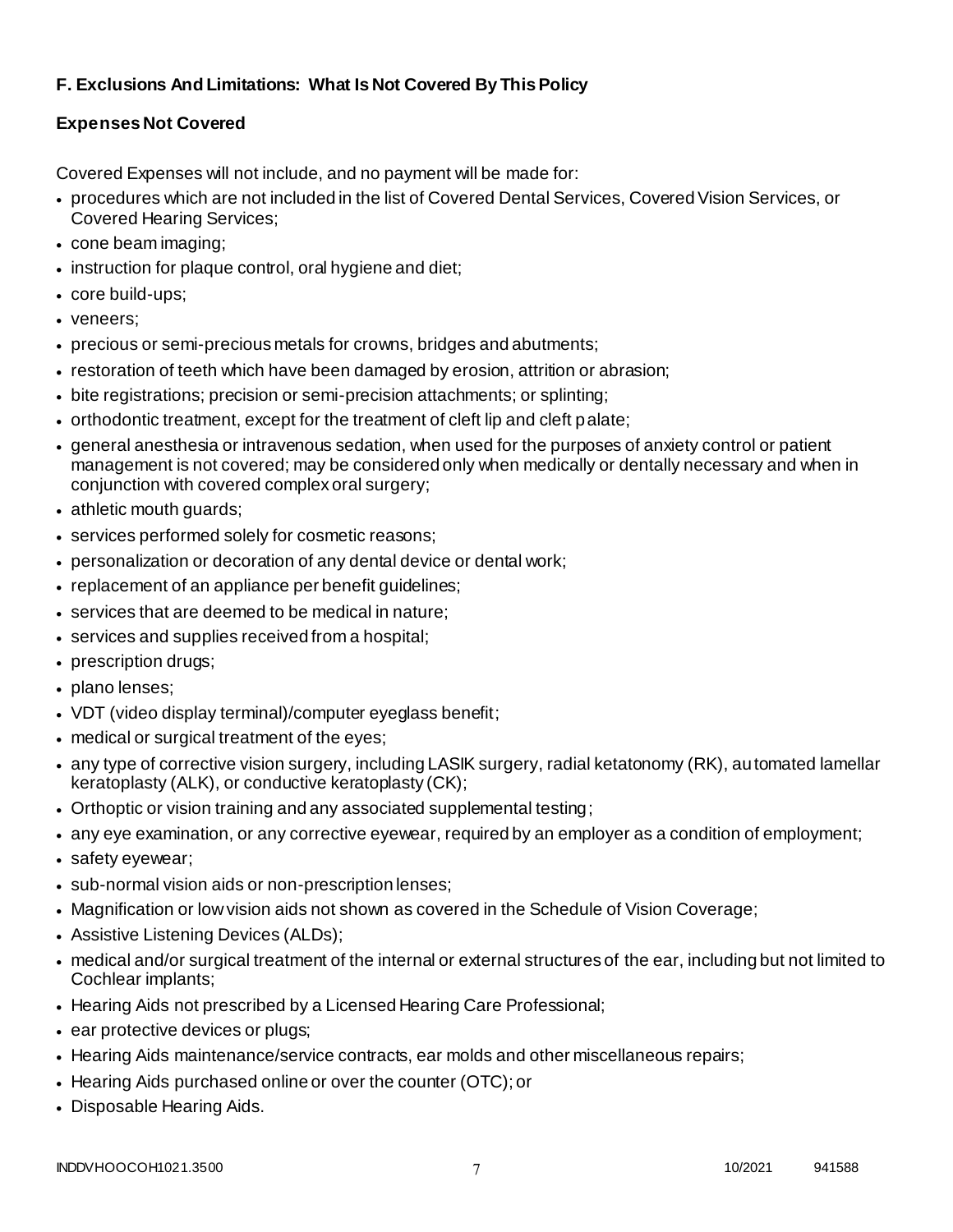**F. Exclusions And Limitations: What Is Not Covered By This Policy**

**Expenses Not Covered**

Covered Expenses will not include, and no payment will be made for:

- procedures which are not included in the list of Covered Dental Services, Covered Vision Services, or Covered Hearing Services;
- cone beam imaging;
- instruction for plaque control, oral hygiene and diet;
- core build-ups;
- veneers;
- precious or semi-precious metals for crowns, bridges and abutments;
- restoration of teeth which have been damaged by erosion, attrition or abrasion;
- bite registrations; precision or semi-precision attachments; or splinting;
- orthodontic treatment, except for the treatment of cleft lip and cleft palate;
- general anesthesia or intravenous sedation, when used for the purposes of anxiety control or patient management is not covered; may be considered only when medically or dentally necessary and when in conjunction with covered complex oral surgery;
- athletic mouth guards;
- services performed solely for cosmetic reasons;
- personalization or decoration of any dental device or dental work;
- replacement of an appliance per benefit guidelines;
- services that are deemed to be medical in nature;
- services and supplies received from a hospital;
- prescription drugs;
- plano lenses;
- VDT (video display terminal)/computer eyeglass benefit;
- medical or surgical treatment of the eyes;
- any type of corrective vision surgery, including LASIK surgery, radial ketatonomy (RK), automated lamellar keratoplasty (ALK), or conductive keratoplasty (CK);
- Orthoptic or vision training and any associated supplemental testing;
- any eye examination, or any corrective eyewear, required by an employer as a condition of employment;
- safety eyewear;
- sub-normal vision aids or non-prescription lenses;
- Magnification or low vision aids not shown as covered in the Schedule of Vision Coverage;
- Assistive Listening Devices (ALDs);
- medical and/or surgical treatment of the internal or external structures of the ear, including but not limited to Cochlear implants;
- Hearing Aids not prescribed by a Licensed Hearing Care Professional;
- ear protective devices or plugs;
- Hearing Aids maintenance/service contracts, ear molds and other miscellaneous repairs;
- Hearing Aids purchased online or over the counter (OTC); or
- Disposable Hearing Aids.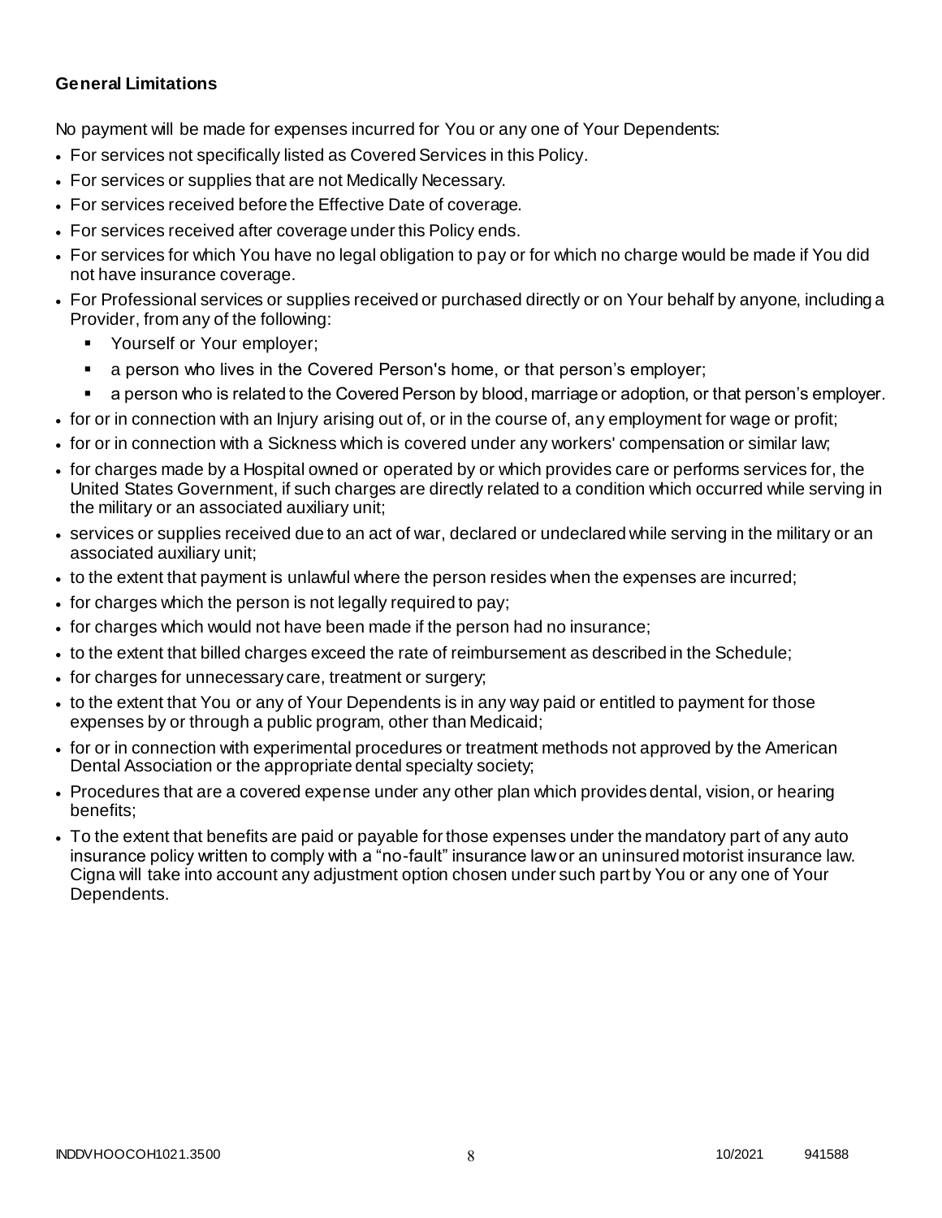**General Limitations**

No payment will be made for expenses incurred for You or any one of Your Dependents:

- For services not specifically listed as Covered Services in this Policy.
- For services or supplies that are not Medically Necessary.
- For services received before the Effective Date of coverage.
- For services received after coverage under this Policy ends.
- For services for which You have no legal obligation to pay or for which no charge would be made if You did not have insurance coverage.
- For Professional services or supplies received or purchased directly or on Your behalf by anyone, including a Provider, from any of the following:
  - Yourself or Your employer;
  - a person who lives in the Covered Person's home, or that person's employer;
  - a person who is related to the Covered Person by blood, marriage or adoption, or that person's employer.
- for or in connection with an Injury arising out of, or in the course of, any employment for wage or profit;
- for or in connection with a Sickness which is covered under any workers' compensation or similar law;
- for charges made by a Hospital owned or operated by or which provides care or performs services for, the United States Government, if such charges are directly related to a condition which occurred while serving in the military or an associated auxiliary unit;
- services or supplies received due to an act of war, declared or undeclared while serving in the military or an associated auxiliary unit;
- to the extent that payment is unlawful where the person resides when the expenses are incurred;
- for charges which the person is not legally required to pay;
- for charges which would not have been made if the person had no insurance;
- to the extent that billed charges exceed the rate of reimbursement as described in the Schedule;
- for charges for unnecessary care, treatment or surgery;
- to the extent that You or any of Your Dependents is in any way paid or entitled to payment for those expenses by or through a public program, other than Medicaid;
- for or in connection with experimental procedures or treatment methods not approved by the American Dental Association or the appropriate dental specialty society;
- Procedures that are a covered expense under any other plan which provides dental, vision, or hearing benefits;
- To the extent that benefits are paid or payable for those expenses under the mandatory part of any auto insurance policy written to comply with a "no-fault" insurance law or an uninsured motorist insurance law. Cigna will take into account any adjustment option chosen under such part by You or any one of Your Dependents.

INDDVHOOCOH1021.3500 10/2021 941588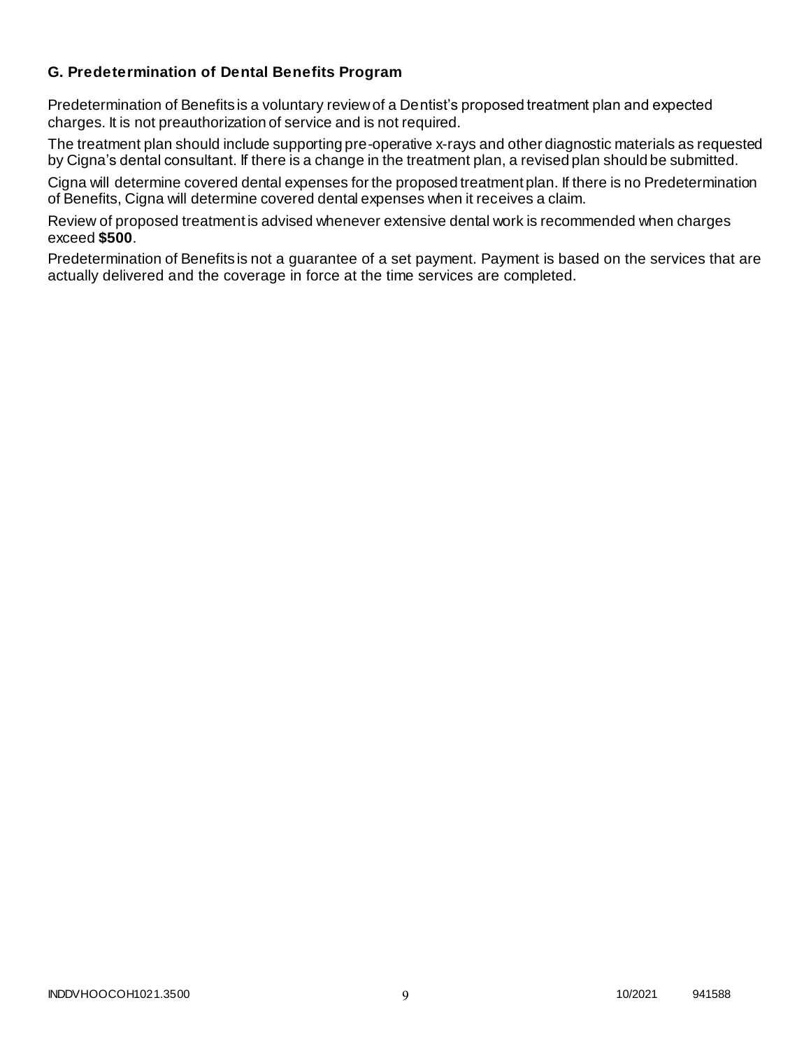### G. Predetermination of Dental Benefits Program

Predetermination of Benefits is a voluntary review of a Dentist's proposed treatment plan and expected charges. It is not preauthorization of service and is not required.

The treatment plan should include supporting pre-operative x-rays and other diagnostic materials as requested by Cigna's dental consultant. If there is a change in the treatment plan, a revised plan should be submitted.

Cigna will determine covered dental expenses for the proposed treatment plan. If there is no Predetermination of Benefits, Cigna will determine covered dental expenses when it receives a claim.

Review of proposed treatment is advised whenever extensive dental work is recommended when charges exceed **$500**.

Predetermination of Benefits is not a guarantee of a set payment. Payment is based on the services that are actually delivered and the coverage in force at the time services are completed.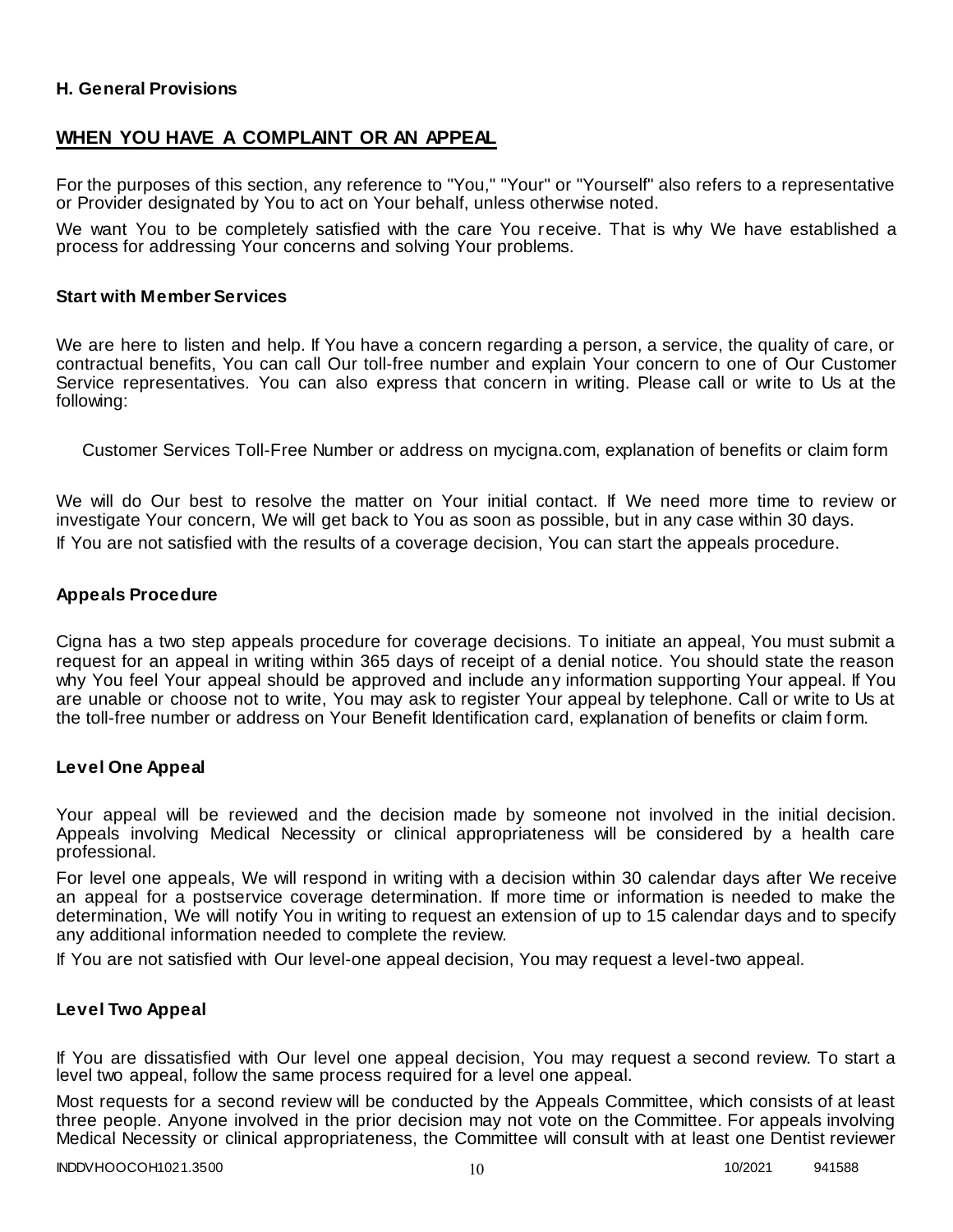**H. General Provisions**

## WHEN YOU HAVE A COMPLAINT OR AN APPEAL

For the purposes of this section, any reference to "You," "Your" or "Yourself" also refers to a representative or Provider designated by You to act on Your behalf, unless otherwise noted.

We want You to be completely satisfied with the care You receive. That is why We have established a process for addressing Your concerns and solving Your problems.

### Start with Member Services

We are here to listen and help. If You have a concern regarding a person, a service, the quality of care, or contractual benefits, You can call Our toll-free number and explain Your concern to one of Our Customer Service representatives. You can also express that concern in writing. Please call or write to Us at the following:

Customer Services Toll-Free Number or address on mycigna.com, explanation of benefits or claim form

We will do Our best to resolve the matter on Your initial contact. If We need more time to review or investigate Your concern, We will get back to You as soon as possible, but in any case within 30 days.

If You are not satisfied with the results of a coverage decision, You can start the appeals procedure.

### Appeals Procedure

Cigna has a two step appeals procedure for coverage decisions. To initiate an appeal, You must submit a request for an appeal in writing within 365 days of receipt of a denial notice. You should state the reason why You feel Your appeal should be approved and include any information supporting Your appeal. If You are unable or choose not to write, You may ask to register Your appeal by telephone. Call or write to Us at the toll-free number or address on Your Benefit Identification card, explanation of benefits or claim form.

### Level One Appeal

Your appeal will be reviewed and the decision made by someone not involved in the initial decision. Appeals involving Medical Necessity or clinical appropriateness will be considered by a health care professional.

For level one appeals, We will respond in writing with a decision within 30 calendar days after We receive an appeal for a postservice coverage determination. If more time or information is needed to make the determination, We will notify You in writing to request an extension of up to 15 calendar days and to specify any additional information needed to complete the review.

If You are not satisfied with Our level-one appeal decision, You may request a level-two appeal.

### Level Two Appeal

If You are dissatisfied with Our level one appeal decision, You may request a second review. To start a level two appeal, follow the same process required for a level one appeal.

Most requests for a second review will be conducted by the Appeals Committee, which consists of at least three people. Anyone involved in the prior decision may not vote on the Committee. For appeals involving Medical Necessity or clinical appropriateness, the Committee will consult with at least one Dentist reviewer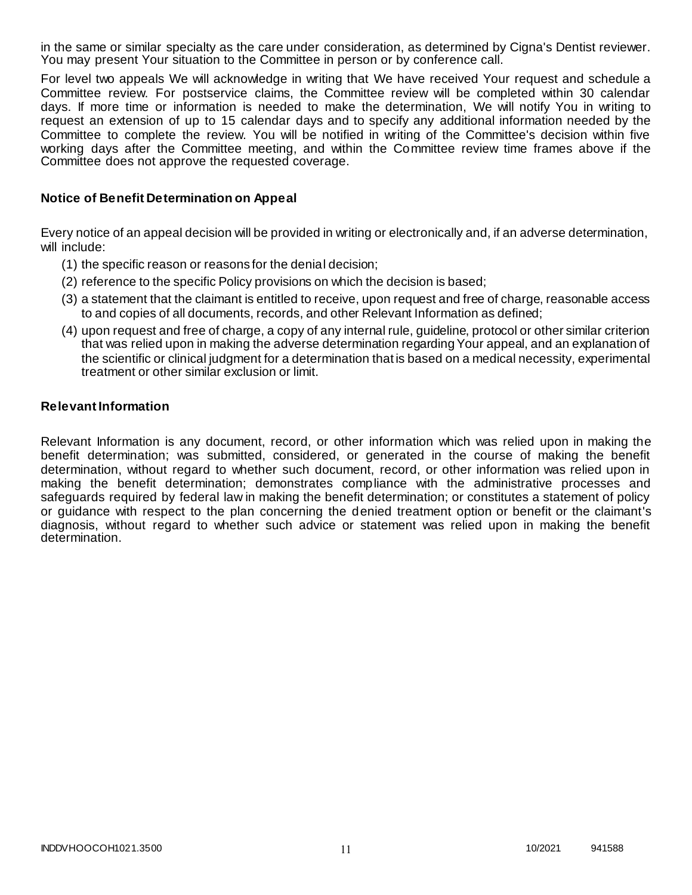in the same or similar specialty as the care under consideration, as determined by Cigna's Dentist reviewer. You may present Your situation to the Committee in person or by conference call.

For level two appeals We will acknowledge in writing that We have received Your request and schedule a Committee review. For postservice claims, the Committee review will be completed within 30 calendar days. If more time or information is needed to make the determination, We will notify You in writing to request an extension of up to 15 calendar days and to specify any additional information needed by the Committee to complete the review. You will be notified in writing of the Committee's decision within five working days after the Committee meeting, and within the Committee review time frames above if the Committee does not approve the requested coverage.

### Notice of Benefit Determination on Appeal

Every notice of an appeal decision will be provided in writing or electronically and, if an adverse determination, will include:

(1) the specific reason or reasons for the denial decision;

(2) reference to the specific Policy provisions on which the decision is based;

(3) a statement that the claimant is entitled to receive, upon request and free of charge, reasonable access to and copies of all documents, records, and other Relevant Information as defined;

(4) upon request and free of charge, a copy of any internal rule, guideline, protocol or other similar criterion that was relied upon in making the adverse determination regarding Your appeal, and an explanation of the scientific or clinical judgment for a determination that is based on a medical necessity, experimental treatment or other similar exclusion or limit.

### Relevant Information

Relevant Information is any document, record, or other information which was relied upon in making the benefit determination; was submitted, considered, or generated in the course of making the benefit determination, without regard to whether such document, record, or other information was relied upon in making the benefit determination; demonstrates compliance with the administrative processes and safeguards required by federal law in making the benefit determination; or constitutes a statement of policy or guidance with respect to the plan concerning the denied treatment option or benefit or the claimant's diagnosis, without regard to whether such advice or statement was relied upon in making the benefit determination.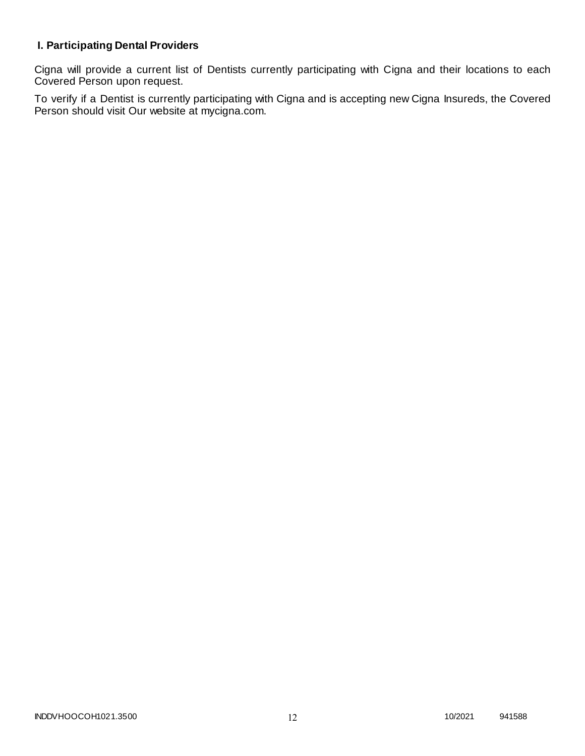## I. Participating Dental Providers

Cigna will provide a current list of Dentists currently participating with Cigna and their locations to each Covered Person upon request.

To verify if a Dentist is currently participating with Cigna and is accepting new Cigna Insureds, the Covered Person should visit Our website at mycigna.com.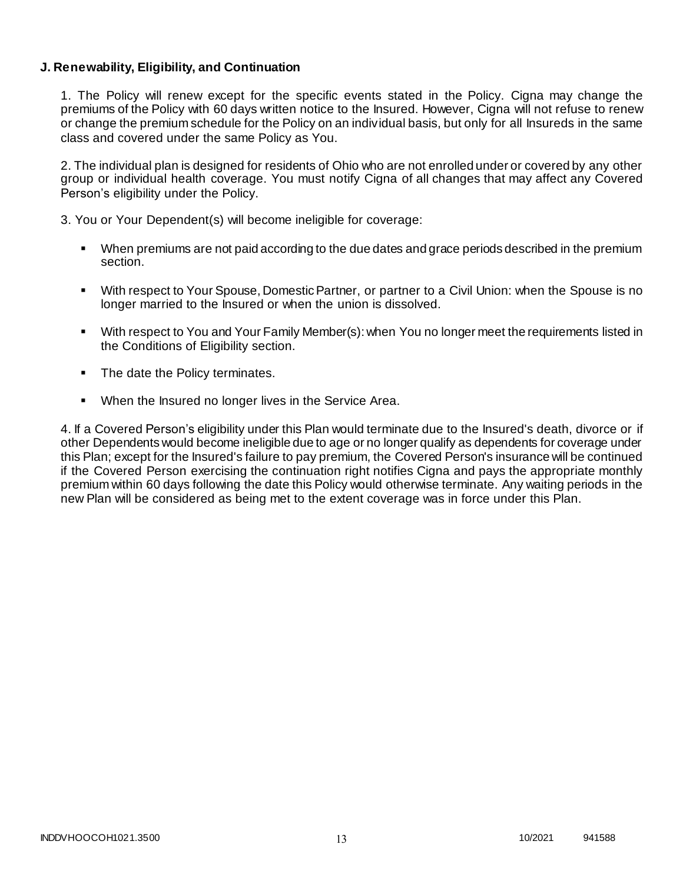**J. Renewability, Eligibility, and Continuation**

1. The Policy will renew except for the specific events stated in the Policy. Cigna may change the premiums of the Policy with 60 days written notice to the Insured. However, Cigna will not refuse to renew or change the premium schedule for the Policy on an individual basis, but only for all Insureds in the same class and covered under the same Policy as You.

2. The individual plan is designed for residents of Ohio who are not enrolled under or covered by any other group or individual health coverage. You must notify Cigna of all changes that may affect any Covered Person's eligibility under the Policy.

3. You or Your Dependent(s) will become ineligible for coverage:

- When premiums are not paid according to the due dates and grace periods described in the premium section.
- With respect to Your Spouse, Domestic Partner, or partner to a Civil Union: when the Spouse is no longer married to the Insured or when the union is dissolved.
- With respect to You and Your Family Member(s): when You no longer meet the requirements listed in the Conditions of Eligibility section.
- The date the Policy terminates.
- When the Insured no longer lives in the Service Area.

4. If a Covered Person's eligibility under this Plan would terminate due to the Insured's death, divorce or if other Dependents would become ineligible due to age or no longer qualify as dependents for coverage under this Plan; except for the Insured's failure to pay premium, the Covered Person's insurance will be continued if the Covered Person exercising the continuation right notifies Cigna and pays the appropriate monthly premium within 60 days following the date this Policy would otherwise terminate. Any waiting periods in the new Plan will be considered as being met to the extent coverage was in force under this Plan.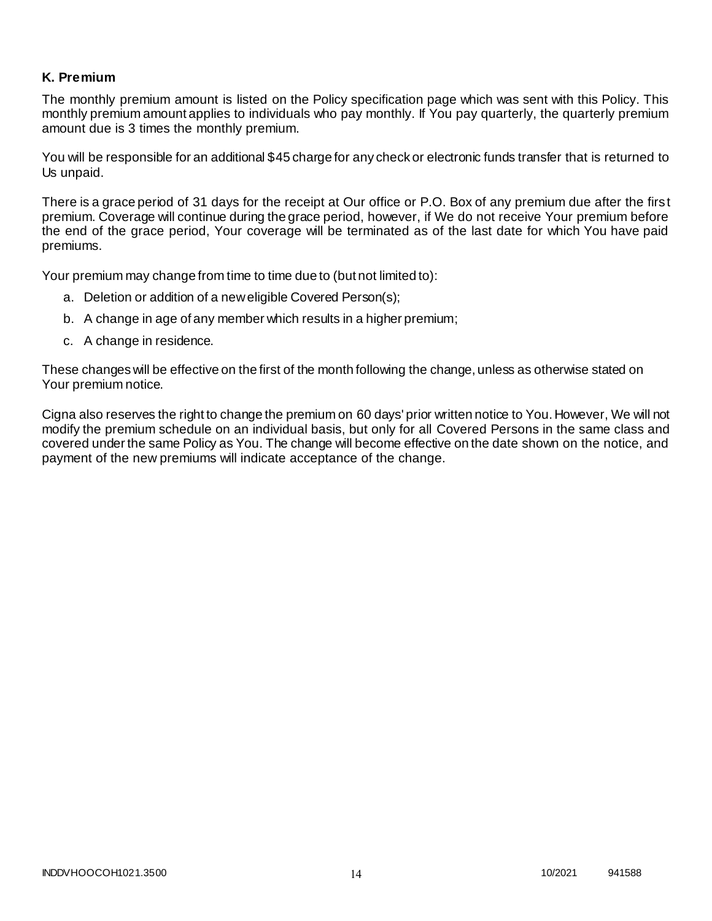### K. Premium

The monthly premium amount is listed on the Policy specification page which was sent with this Policy. This monthly premium amount applies to individuals who pay monthly. If You pay quarterly, the quarterly premium amount due is 3 times the monthly premium.

You will be responsible for an additional $45 charge for any check or electronic funds transfer that is returned to Us unpaid.

There is a grace period of 31 days for the receipt at Our office or P.O. Box of any premium due after the first premium. Coverage will continue during the grace period, however, if We do not receive Your premium before the end of the grace period, Your coverage will be terminated as of the last date for which You have paid premiums.

Your premium may change from time to time due to (but not limited to):

a. Deletion or addition of a new eligible Covered Person(s);
b. A change in age of any member which results in a higher premium;
c. A change in residence.

These changes will be effective on the first of the month following the change, unless as otherwise stated on Your premium notice.

Cigna also reserves the right to change the premium on 60 days' prior written notice to You. However, We will not modify the premium schedule on an individual basis, but only for all Covered Persons in the same class and covered under the same Policy as You. The change will become effective on the date shown on the notice, and payment of the new premiums will indicate acceptance of the change.